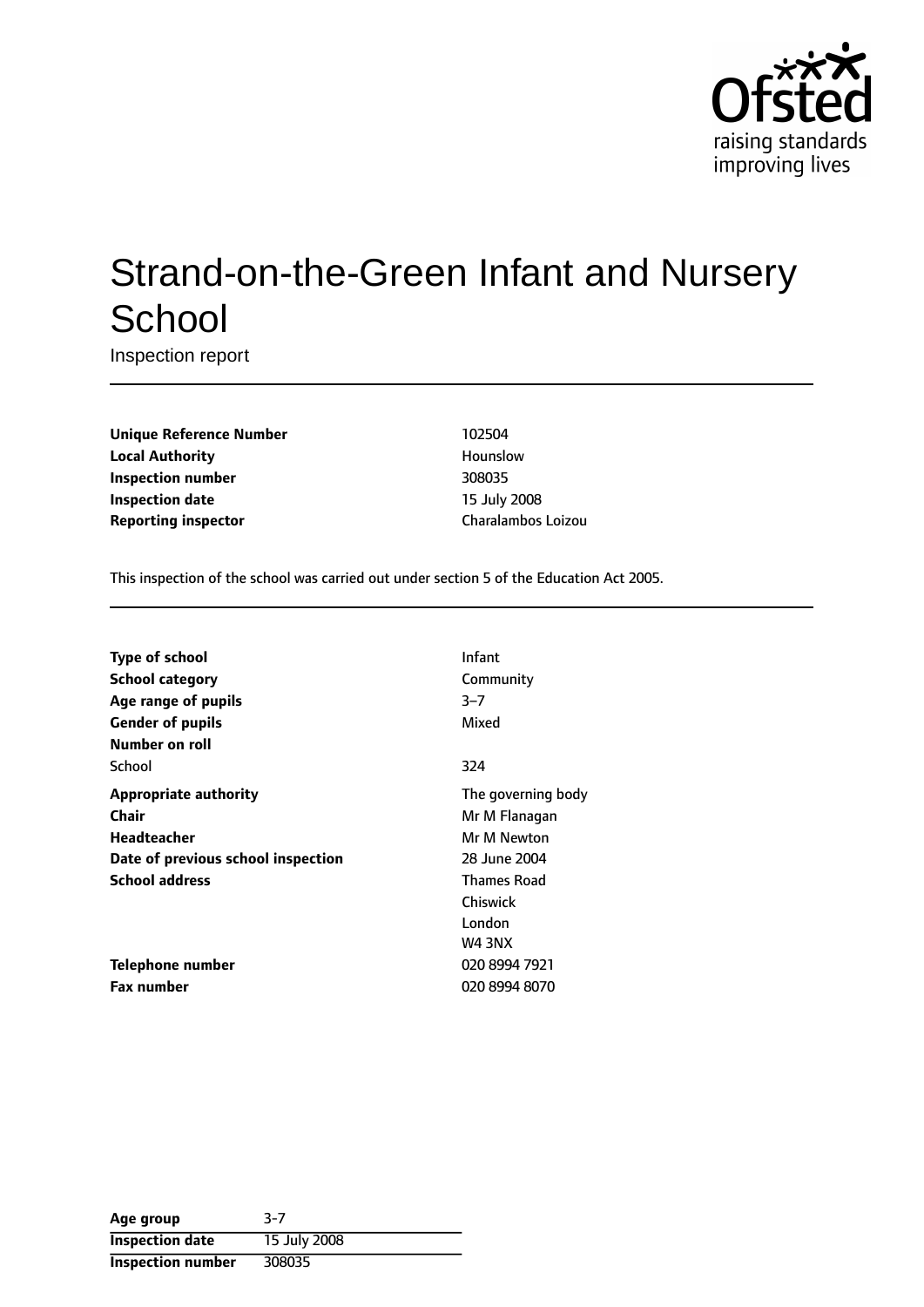# Strand-on-the-Green Infant and Nursery School

Inspection report

| | |
|---|---|
| **Unique Reference Number** | 102504 |
| **Local Authority** | Hounslow |
| **Inspection number** | 308035 |
| **Inspection date** | 15 July 2008 |
| **Reporting inspector** | Charalambos Loizou |

This inspection of the school was carried out under section 5 of the Education Act 2005.

| | |
|---|---|
| **Type of school** | Infant |
| **School category** | Community |
| **Age range of pupils** | 3–7 |
| **Gender of pupils** | Mixed |
| **Number on roll** | |
| School | 324 |
| **Appropriate authority** | The governing body |
| **Chair** | Mr M Flanagan |
| **Headteacher** | Mr M Newton |
| **Date of previous school inspection** | 28 June 2004 |
| **School address** | Thames Road<br>Chiswick<br>London<br>W4 3NX |
| **Telephone number** | 020 8994 7921 |
| **Fax number** | 020 8994 8070 |

| | |
|---|---|
| **Age group** | 3–7 |
| **Inspection date** | 15 July 2008 |
| **Inspection number** | 308035 |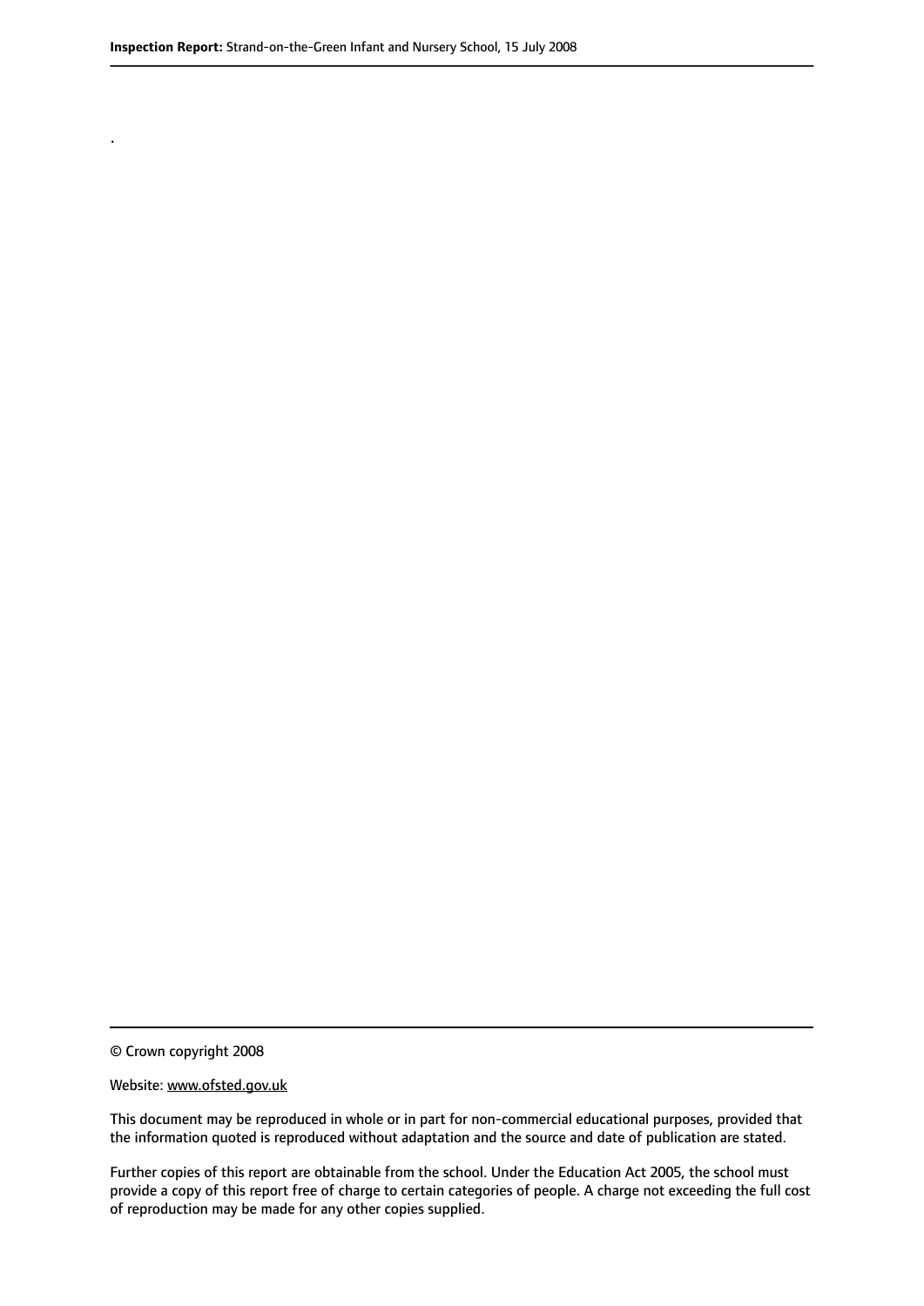.

© Crown copyright 2008

Website: www.ofsted.gov.uk

This document may be reproduced in whole or in part for non-commercial educational purposes, provided that the information quoted is reproduced without adaptation and the source and date of publication are stated.

Further copies of this report are obtainable from the school. Under the Education Act 2005, the school must provide a copy of this report free of charge to certain categories of people. A charge not exceeding the full cost of reproduction may be made for any other copies supplied.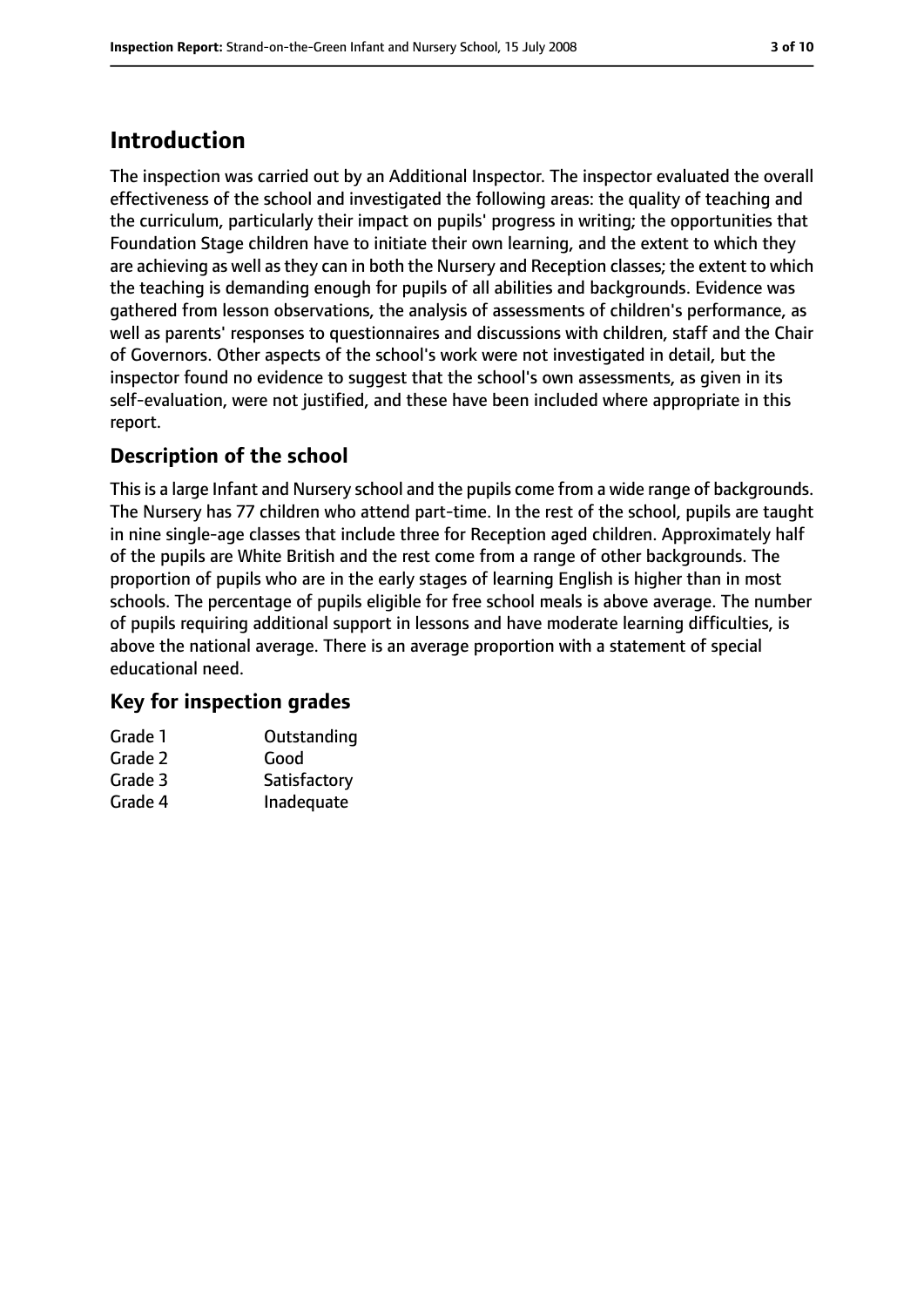# Introduction

The inspection was carried out by an Additional Inspector. The inspector evaluated the overall effectiveness of the school and investigated the following areas: the quality of teaching and the curriculum, particularly their impact on pupils' progress in writing; the opportunities that Foundation Stage children have to initiate their own learning, and the extent to which they are achieving as well as they can in both the Nursery and Reception classes; the extent to which the teaching is demanding enough for pupils of all abilities and backgrounds. Evidence was gathered from lesson observations, the analysis of assessments of children's performance, as well as parents' responses to questionnaires and discussions with children, staff and the Chair of Governors. Other aspects of the school's work were not investigated in detail, but the inspector found no evidence to suggest that the school's own assessments, as given in its self-evaluation, were not justified, and these have been included where appropriate in this report.

## Description of the school

This is a large Infant and Nursery school and the pupils come from a wide range of backgrounds. The Nursery has 77 children who attend part-time. In the rest of the school, pupils are taught in nine single-age classes that include three for Reception aged children. Approximately half of the pupils are White British and the rest come from a range of other backgrounds. The proportion of pupils who are in the early stages of learning English is higher than in most schools. The percentage of pupils eligible for free school meals is above average. The number of pupils requiring additional support in lessons and have moderate learning difficulties, is above the national average. There is an average proportion with a statement of special educational need.

## Key for inspection grades

| | |
|---|---|
| Grade 1 | Outstanding |
| Grade 2 | Good |
| Grade 3 | Satisfactory |
| Grade 4 | Inadequate |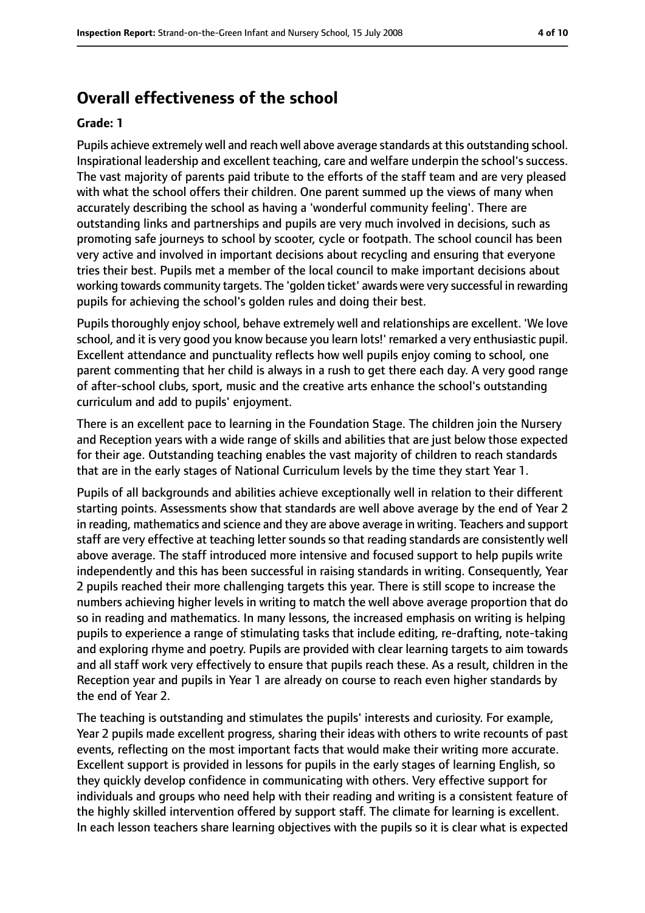## Overall effectiveness of the school

**Grade: 1**

Pupils achieve extremely well and reach well above average standards at this outstanding school. Inspirational leadership and excellent teaching, care and welfare underpin the school's success. The vast majority of parents paid tribute to the efforts of the staff team and are very pleased with what the school offers their children. One parent summed up the views of many when accurately describing the school as having a 'wonderful community feeling'. There are outstanding links and partnerships and pupils are very much involved in decisions, such as promoting safe journeys to school by scooter, cycle or footpath. The school council has been very active and involved in important decisions about recycling and ensuring that everyone tries their best. Pupils met a member of the local council to make important decisions about working towards community targets. The 'golden ticket' awards were very successful in rewarding pupils for achieving the school's golden rules and doing their best.

Pupils thoroughly enjoy school, behave extremely well and relationships are excellent. 'We love school, and it is very good you know because you learn lots!' remarked a very enthusiastic pupil. Excellent attendance and punctuality reflects how well pupils enjoy coming to school, one parent commenting that her child is always in a rush to get there each day. A very good range of after-school clubs, sport, music and the creative arts enhance the school's outstanding curriculum and add to pupils' enjoyment.

There is an excellent pace to learning in the Foundation Stage. The children join the Nursery and Reception years with a wide range of skills and abilities that are just below those expected for their age. Outstanding teaching enables the vast majority of children to reach standards that are in the early stages of National Curriculum levels by the time they start Year 1.

Pupils of all backgrounds and abilities achieve exceptionally well in relation to their different starting points. Assessments show that standards are well above average by the end of Year 2 in reading, mathematics and science and they are above average in writing. Teachers and support staff are very effective at teaching letter sounds so that reading standards are consistently well above average. The staff introduced more intensive and focused support to help pupils write independently and this has been successful in raising standards in writing. Consequently, Year 2 pupils reached their more challenging targets this year. There is still scope to increase the numbers achieving higher levels in writing to match the well above average proportion that do so in reading and mathematics. In many lessons, the increased emphasis on writing is helping pupils to experience a range of stimulating tasks that include editing, re-drafting, note-taking and exploring rhyme and poetry. Pupils are provided with clear learning targets to aim towards and all staff work very effectively to ensure that pupils reach these. As a result, children in the Reception year and pupils in Year 1 are already on course to reach even higher standards by the end of Year 2.

The teaching is outstanding and stimulates the pupils' interests and curiosity. For example, Year 2 pupils made excellent progress, sharing their ideas with others to write recounts of past events, reflecting on the most important facts that would make their writing more accurate. Excellent support is provided in lessons for pupils in the early stages of learning English, so they quickly develop confidence in communicating with others. Very effective support for individuals and groups who need help with their reading and writing is a consistent feature of the highly skilled intervention offered by support staff. The climate for learning is excellent. In each lesson teachers share learning objectives with the pupils so it is clear what is expected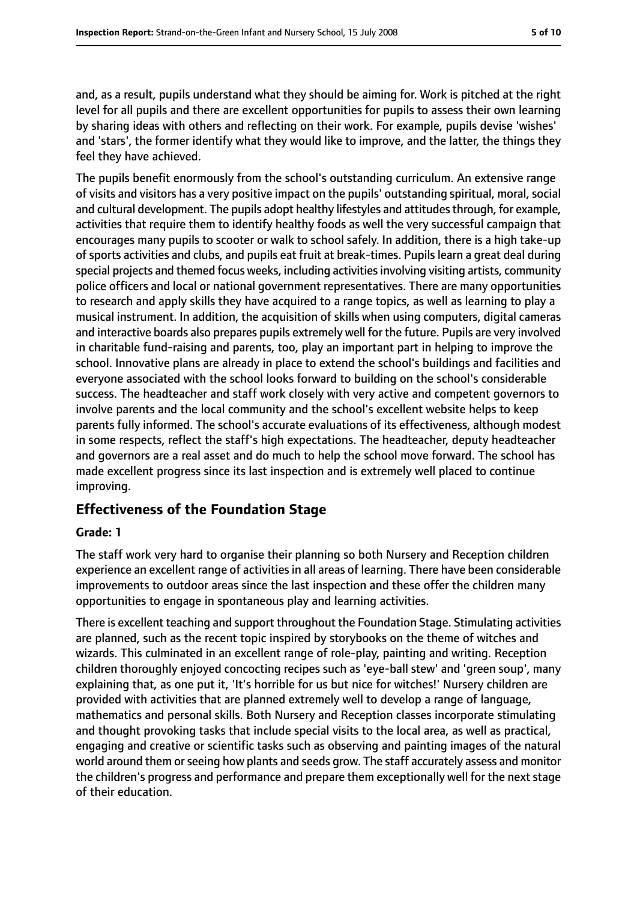and, as a result, pupils understand what they should be aiming for. Work is pitched at the right level for all pupils and there are excellent opportunities for pupils to assess their own learning by sharing ideas with others and reflecting on their work. For example, pupils devise 'wishes' and 'stars', the former identify what they would like to improve, and the latter, the things they feel they have achieved.

The pupils benefit enormously from the school's outstanding curriculum. An extensive range of visits and visitors has a very positive impact on the pupils' outstanding spiritual, moral, social and cultural development. The pupils adopt healthy lifestyles and attitudes through, for example, activities that require them to identify healthy foods as well the very successful campaign that encourages many pupils to scooter or walk to school safely. In addition, there is a high take-up of sports activities and clubs, and pupils eat fruit at break-times. Pupils learn a great deal during special projects and themed focus weeks, including activities involving visiting artists, community police officers and local or national government representatives. There are many opportunities to research and apply skills they have acquired to a range topics, as well as learning to play a musical instrument. In addition, the acquisition of skills when using computers, digital cameras and interactive boards also prepares pupils extremely well for the future. Pupils are very involved in charitable fund-raising and parents, too, play an important part in helping to improve the school. Innovative plans are already in place to extend the school's buildings and facilities and everyone associated with the school looks forward to building on the school's considerable success. The headteacher and staff work closely with very active and competent governors to involve parents and the local community and the school's excellent website helps to keep parents fully informed. The school's accurate evaluations of its effectiveness, although modest in some respects, reflect the staff's high expectations. The headteacher, deputy headteacher and governors are a real asset and do much to help the school move forward. The school has made excellent progress since its last inspection and is extremely well placed to continue improving.

## Effectiveness of the Foundation Stage

**Grade: 1**

The staff work very hard to organise their planning so both Nursery and Reception children experience an excellent range of activities in all areas of learning. There have been considerable improvements to outdoor areas since the last inspection and these offer the children many opportunities to engage in spontaneous play and learning activities.

There is excellent teaching and support throughout the Foundation Stage. Stimulating activities are planned, such as the recent topic inspired by storybooks on the theme of witches and wizards. This culminated in an excellent range of role-play, painting and writing. Reception children thoroughly enjoyed concocting recipes such as 'eye-ball stew' and 'green soup', many explaining that, as one put it, 'It's horrible for us but nice for witches!' Nursery children are provided with activities that are planned extremely well to develop a range of language, mathematics and personal skills. Both Nursery and Reception classes incorporate stimulating and thought provoking tasks that include special visits to the local area, as well as practical, engaging and creative or scientific tasks such as observing and painting images of the natural world around them or seeing how plants and seeds grow. The staff accurately assess and monitor the children's progress and performance and prepare them exceptionally well for the next stage of their education.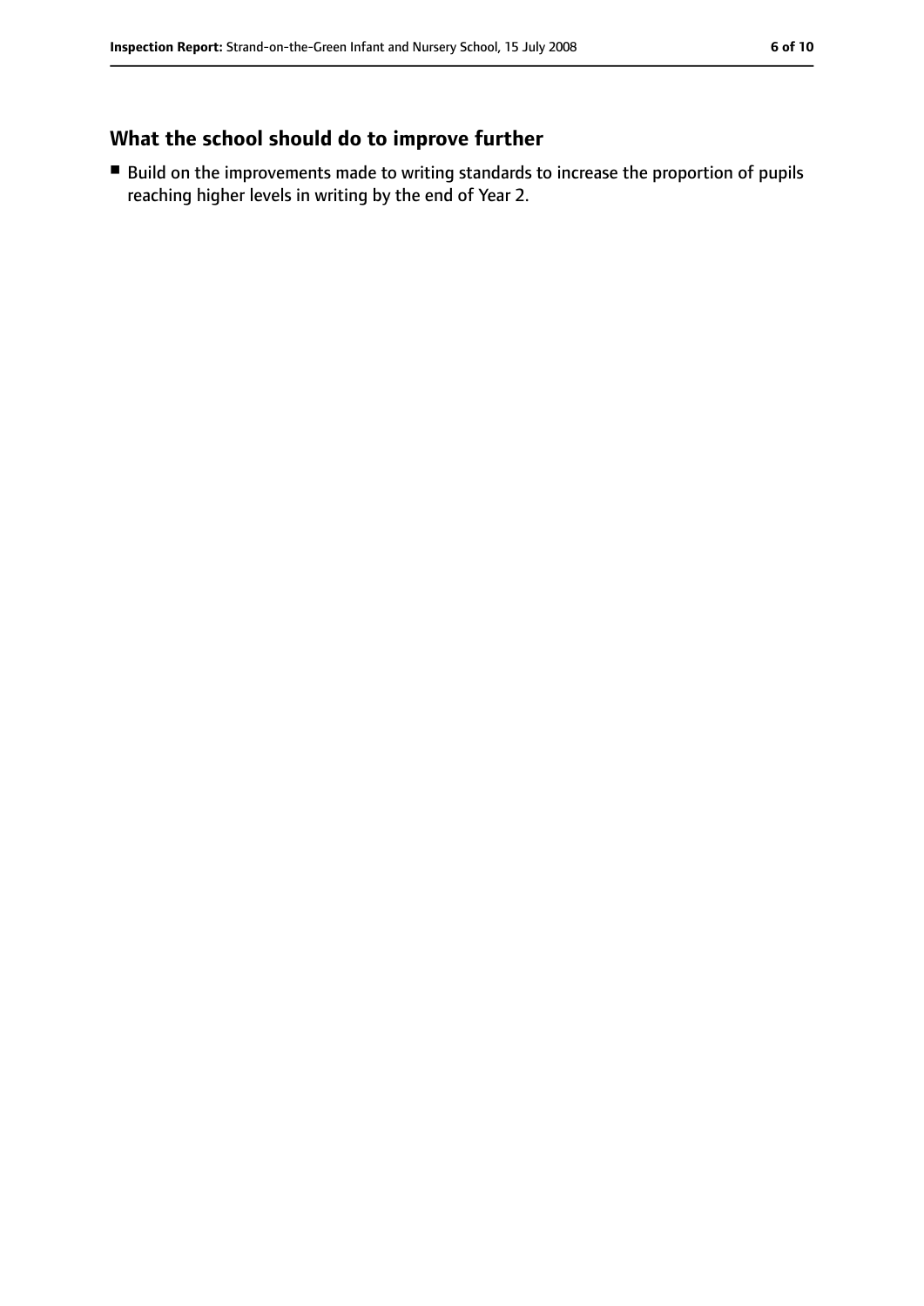## What the school should do to improve further

- Build on the improvements made to writing standards to increase the proportion of pupils reaching higher levels in writing by the end of Year 2.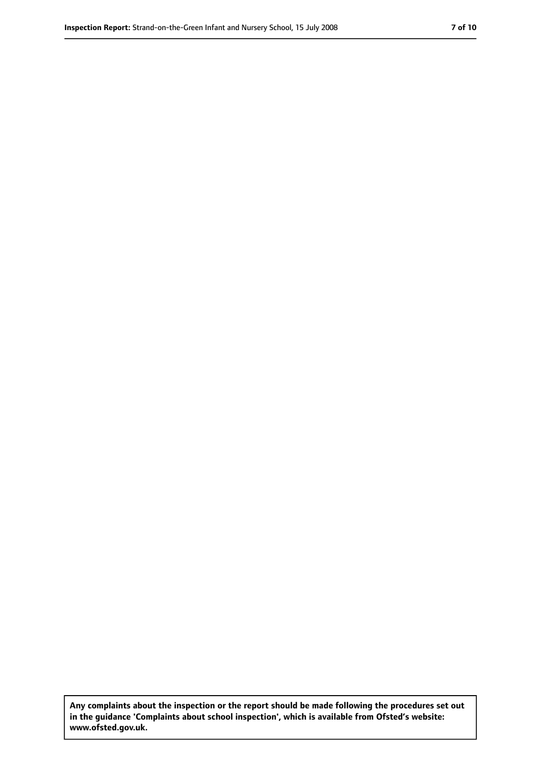**Any complaints about the inspection or the report should be made following the procedures set out in the guidance 'Complaints about school inspection', which is available from Ofsted's website: www.ofsted.gov.uk.**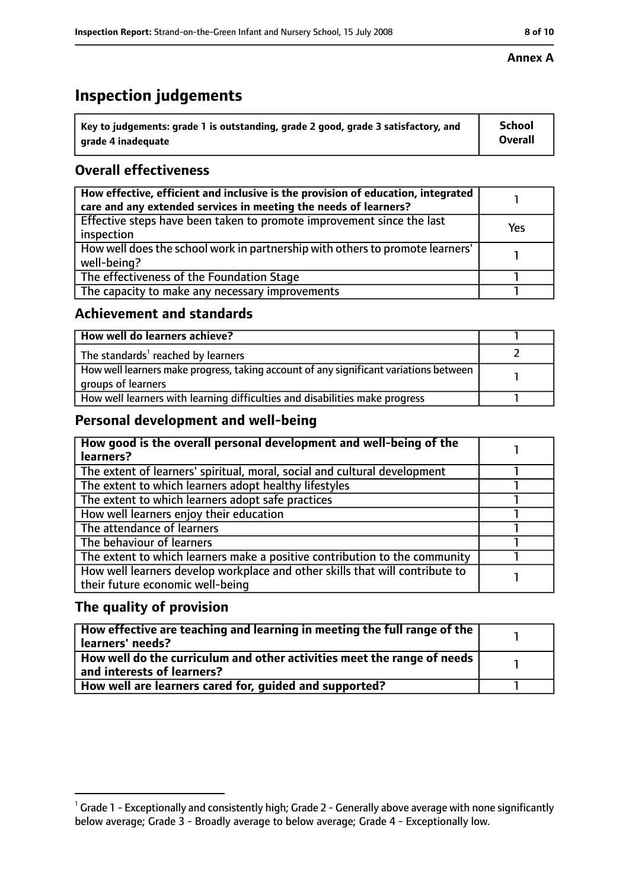**Annex A**

# Inspection judgements

| Key to judgements: grade 1 is outstanding, grade 2 good, grade 3 satisfactory, and grade 4 inadequate | School Overall |
|---|---|

## Overall effectiveness

| | |
|---|---|
| **How effective, efficient and inclusive is the provision of education, integrated care and any extended services in meeting the needs of learners?** | 1 |
| Effective steps have been taken to promote improvement since the last inspection | Yes |
| How well does the school work in partnership with others to promote learners' well-being? | 1 |
| The effectiveness of the Foundation Stage | 1 |
| The capacity to make any necessary improvements | 1 |

## Achievement and standards

| | |
|---|---|
| **How well do learners achieve?** | 1 |
| The standards[1] reached by learners | 2 |
| How well learners make progress, taking account of any significant variations between groups of learners | 1 |
| How well learners with learning difficulties and disabilities make progress | 1 |

## Personal development and well-being

| | |
|---|---|
| **How good is the overall personal development and well-being of the learners?** | 1 |
| The extent of learners' spiritual, moral, social and cultural development | 1 |
| The extent to which learners adopt healthy lifestyles | 1 |
| The extent to which learners adopt safe practices | 1 |
| How well learners enjoy their education | 1 |
| The attendance of learners | 1 |
| The behaviour of learners | 1 |
| The extent to which learners make a positive contribution to the community | 1 |
| How well learners develop workplace and other skills that will contribute to their future economic well-being | 1 |

## The quality of provision

| | |
|---|---|
| **How effective are teaching and learning in meeting the full range of the learners' needs?** | 1 |
| **How well do the curriculum and other activities meet the range of needs and interests of learners?** | 1 |
| **How well are learners cared for, guided and supported?** | 1 |

[1] Grade 1 - Exceptionally and consistently high; Grade 2 - Generally above average with none significantly below average; Grade 3 - Broadly average to below average; Grade 4 - Exceptionally low.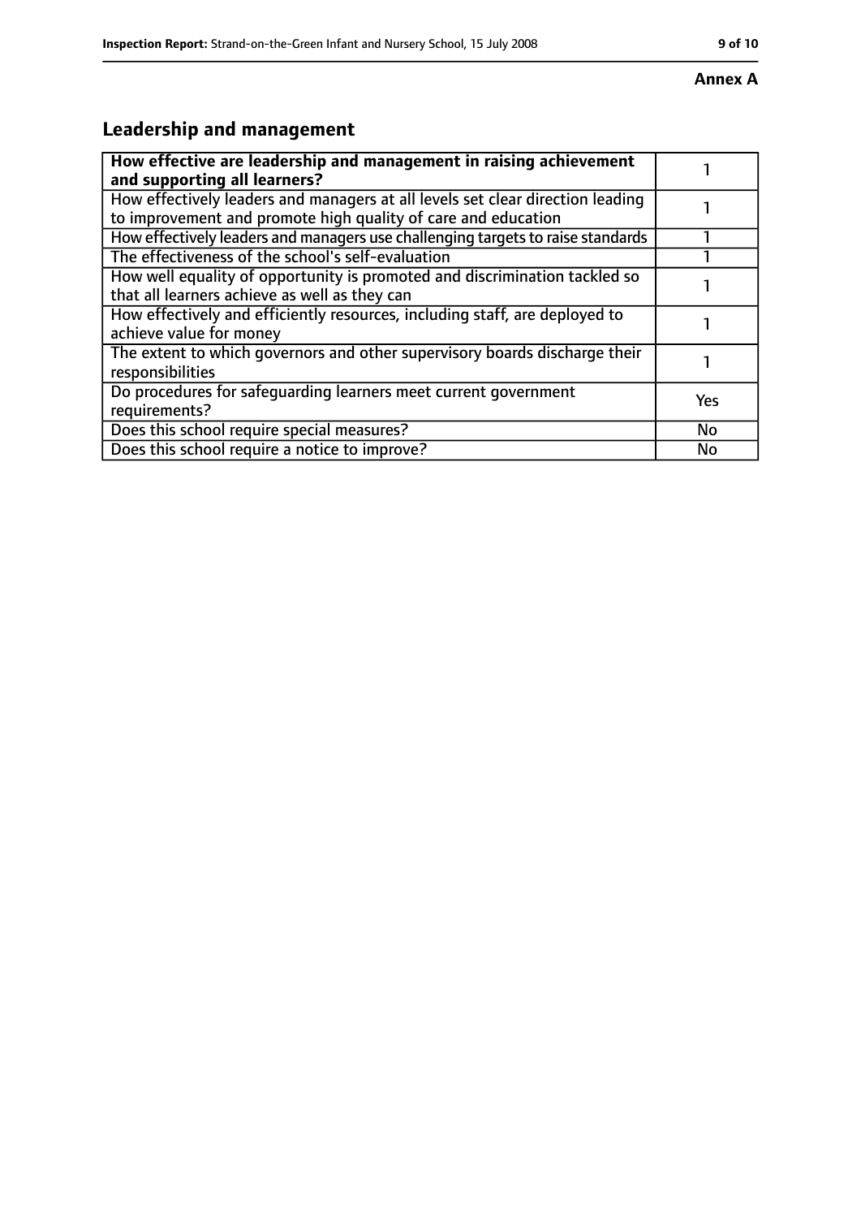**Annex A**

## Leadership and management

| How effective are leadership and management in raising achievement and supporting all learners? | 1 |
|---|---|
| How effectively leaders and managers at all levels set clear direction leading to improvement and promote high quality of care and education | 1 |
| How effectively leaders and managers use challenging targets to raise standards | 1 |
| The effectiveness of the school's self-evaluation | 1 |
| How well equality of opportunity is promoted and discrimination tackled so that all learners achieve as well as they can | 1 |
| How effectively and efficiently resources, including staff, are deployed to achieve value for money | 1 |
| The extent to which governors and other supervisory boards discharge their responsibilities | 1 |
| Do procedures for safeguarding learners meet current government requirements? | Yes |
| Does this school require special measures? | No |
| Does this school require a notice to improve? | No |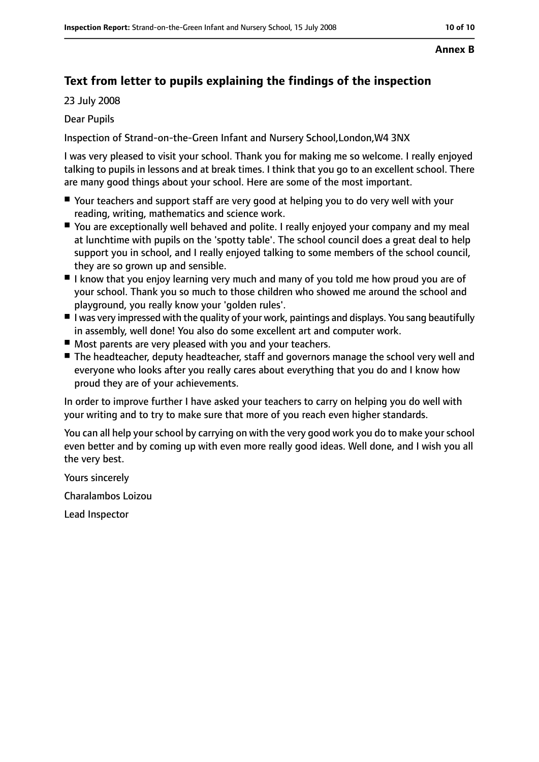**Annex B**

## Text from letter to pupils explaining the findings of the inspection

23 July 2008

Dear Pupils

Inspection of Strand-on-the-Green Infant and Nursery School,London,W4 3NX

I was very pleased to visit your school. Thank you for making me so welcome. I really enjoyed talking to pupils in lessons and at break times. I think that you go to an excellent school. There are many good things about your school. Here are some of the most important.

- Your teachers and support staff are very good at helping you to do very well with your reading, writing, mathematics and science work.
- You are exceptionally well behaved and polite. I really enjoyed your company and my meal at lunchtime with pupils on the 'spotty table'. The school council does a great deal to help support you in school, and I really enjoyed talking to some members of the school council, they are so grown up and sensible.
- I know that you enjoy learning very much and many of you told me how proud you are of your school. Thank you so much to those children who showed me around the school and playground, you really know your 'golden rules'.
- I was very impressed with the quality of your work, paintings and displays. You sang beautifully in assembly, well done! You also do some excellent art and computer work.
- Most parents are very pleased with you and your teachers.
- The headteacher, deputy headteacher, staff and governors manage the school very well and everyone who looks after you really cares about everything that you do and I know how proud they are of your achievements.

In order to improve further I have asked your teachers to carry on helping you do well with your writing and to try to make sure that more of you reach even higher standards.

You can all help your school by carrying on with the very good work you do to make your school even better and by coming up with even more really good ideas. Well done, and I wish you all the very best.

Yours sincerely

Charalambos Loizou

Lead Inspector